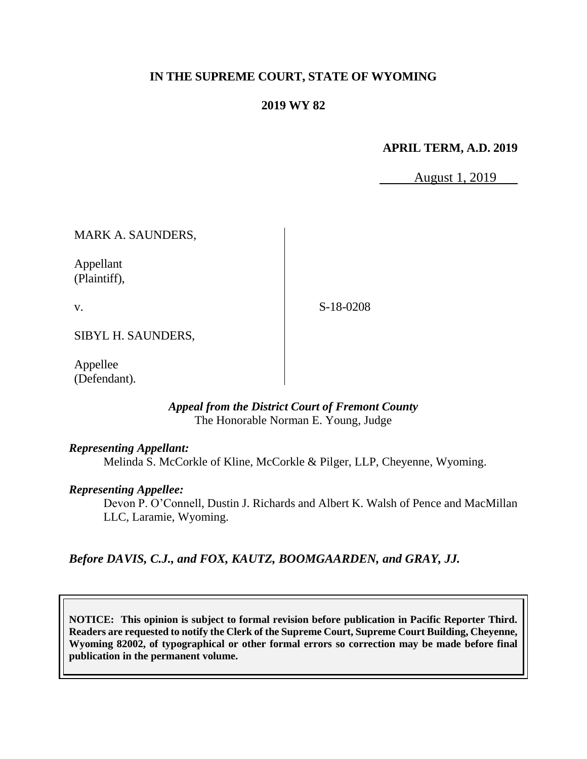**IN THE SUPREME COURT, STATE OF WYOMING**

**2019 WY 82**

**APRIL TERM, A.D. 2019**

August 1, 2019

MARK A. SAUNDERS,

Appellant
(Plaintiff),

v.

S-18-0208

SIBYL H. SAUNDERS,

Appellee
(Defendant).

***Appeal from the District Court of Fremont County***
The Honorable Norman E. Young, Judge

***Representing Appellant:***
Melinda S. McCorkle of Kline, McCorkle & Pilger, LLP, Cheyenne, Wyoming.

***Representing Appellee:***
Devon P. O'Connell, Dustin J. Richards and Albert K. Walsh of Pence and MacMillan LLC, Laramie, Wyoming.

***Before DAVIS, C.J., and FOX, KAUTZ, BOOMGAARDEN, and GRAY, JJ.***

**NOTICE: This opinion is subject to formal revision before publication in Pacific Reporter Third. Readers are requested to notify the Clerk of the Supreme Court, Supreme Court Building, Cheyenne, Wyoming 82002, of typographical or other formal errors so correction may be made before final publication in the permanent volume.**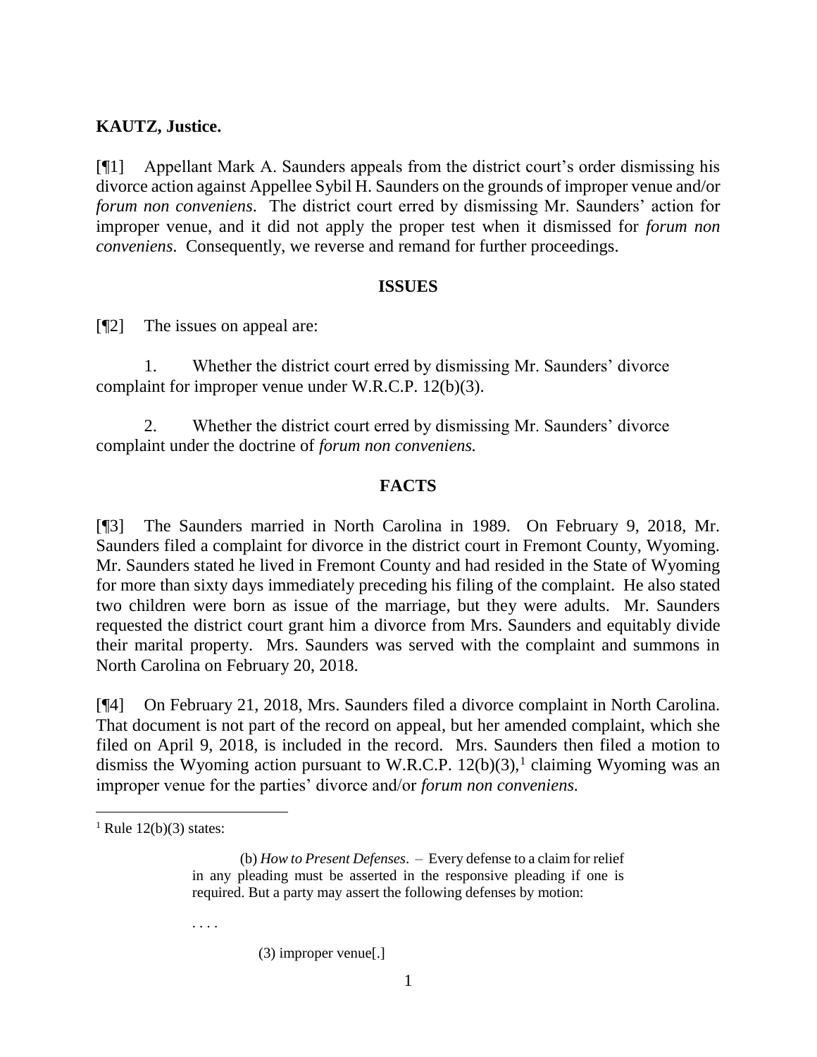**KAUTZ, Justice.**

[¶1] Appellant Mark A. Saunders appeals from the district court's order dismissing his divorce action against Appellee Sybil H. Saunders on the grounds of improper venue and/or *forum non conveniens*. The district court erred by dismissing Mr. Saunders' action for improper venue, and it did not apply the proper test when it dismissed for *forum non conveniens*. Consequently, we reverse and remand for further proceedings.

## ISSUES

[¶2] The issues on appeal are:

1. Whether the district court erred by dismissing Mr. Saunders' divorce complaint for improper venue under W.R.C.P. 12(b)(3).

2. Whether the district court erred by dismissing Mr. Saunders' divorce complaint under the doctrine of *forum non conveniens.*

## FACTS

[¶3] The Saunders married in North Carolina in 1989. On February 9, 2018, Mr. Saunders filed a complaint for divorce in the district court in Fremont County, Wyoming. Mr. Saunders stated he lived in Fremont County and had resided in the State of Wyoming for more than sixty days immediately preceding his filing of the complaint. He also stated two children were born as issue of the marriage, but they were adults. Mr. Saunders requested the district court grant him a divorce from Mrs. Saunders and equitably divide their marital property. Mrs. Saunders was served with the complaint and summons in North Carolina on February 20, 2018.

[¶4] On February 21, 2018, Mrs. Saunders filed a divorce complaint in North Carolina. That document is not part of the record on appeal, but her amended complaint, which she filed on April 9, 2018, is included in the record. Mrs. Saunders then filed a motion to dismiss the Wyoming action pursuant to W.R.C.P. 12(b)(3),[1] claiming Wyoming was an improper venue for the parties' divorce and/or *forum non conveniens.*

---

[1] Rule 12(b)(3) states:

> (b) *How to Present Defenses*. – Every defense to a claim for relief in any pleading must be asserted in the responsive pleading if one is required. But a party may assert the following defenses by motion:
>
> . . . .
>
> (3) improper venue[.]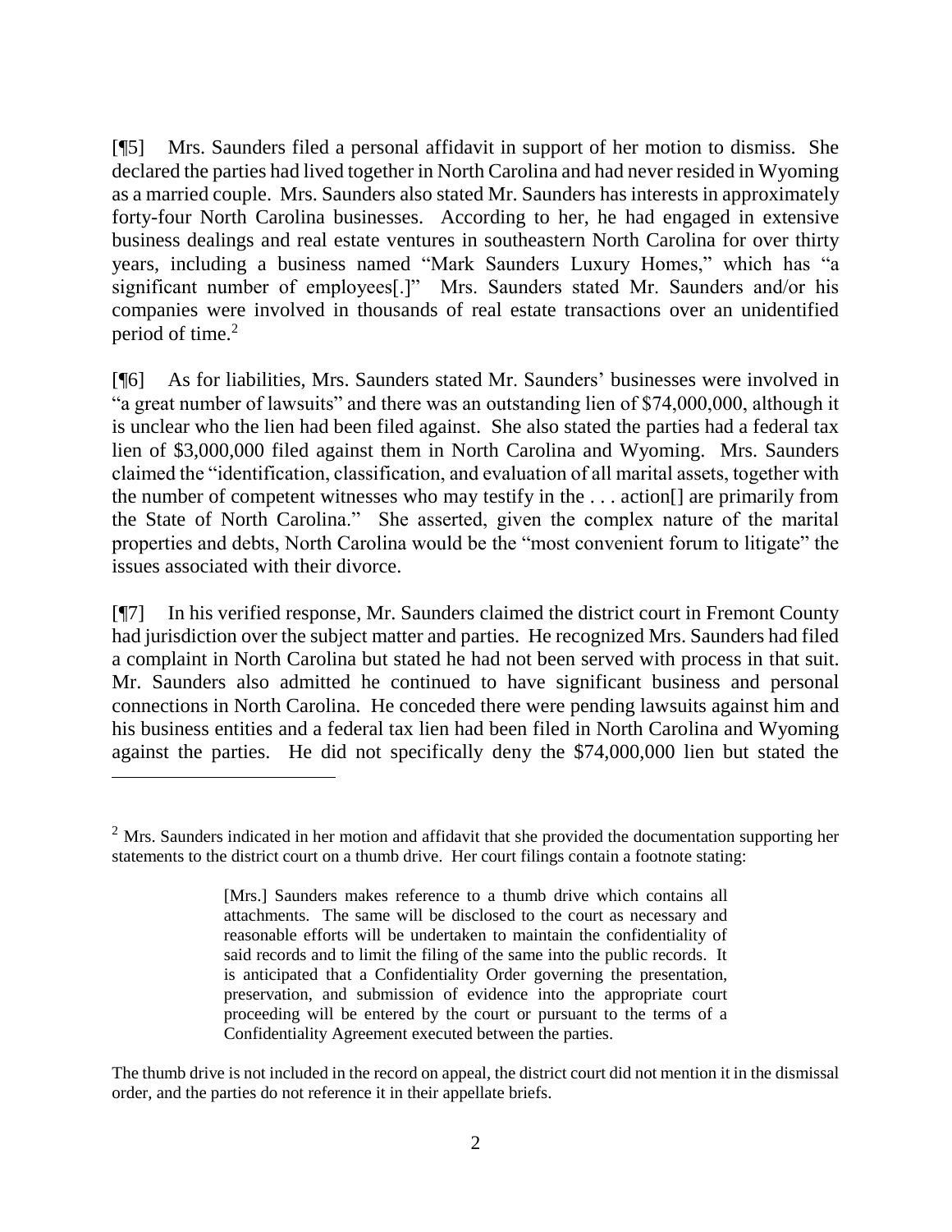[¶5] Mrs. Saunders filed a personal affidavit in support of her motion to dismiss. She declared the parties had lived together in North Carolina and had never resided in Wyoming as a married couple. Mrs. Saunders also stated Mr. Saunders has interests in approximately forty-four North Carolina businesses. According to her, he had engaged in extensive business dealings and real estate ventures in southeastern North Carolina for over thirty years, including a business named "Mark Saunders Luxury Homes," which has "a significant number of employees[.]" Mrs. Saunders stated Mr. Saunders and/or his companies were involved in thousands of real estate transactions over an unidentified period of time.[2]

[¶6] As for liabilities, Mrs. Saunders stated Mr. Saunders' businesses were involved in "a great number of lawsuits" and there was an outstanding lien of $74,000,000, although it is unclear who the lien had been filed against. She also stated the parties had a federal tax lien of $3,000,000 filed against them in North Carolina and Wyoming. Mrs. Saunders claimed the "identification, classification, and evaluation of all marital assets, together with the number of competent witnesses who may testify in the . . . action[] are primarily from the State of North Carolina." She asserted, given the complex nature of the marital properties and debts, North Carolina would be the "most convenient forum to litigate" the issues associated with their divorce.

[¶7] In his verified response, Mr. Saunders claimed the district court in Fremont County had jurisdiction over the subject matter and parties. He recognized Mrs. Saunders had filed a complaint in North Carolina but stated he had not been served with process in that suit. Mr. Saunders also admitted he continued to have significant business and personal connections in North Carolina. He conceded there were pending lawsuits against him and his business entities and a federal tax lien had been filed in North Carolina and Wyoming against the parties. He did not specifically deny the $74,000,000 lien but stated the

---

[2] Mrs. Saunders indicated in her motion and affidavit that she provided the documentation supporting her statements to the district court on a thumb drive. Her court filings contain a footnote stating:

> [Mrs.] Saunders makes reference to a thumb drive which contains all attachments. The same will be disclosed to the court as necessary and reasonable efforts will be undertaken to maintain the confidentiality of said records and to limit the filing of the same into the public records. It is anticipated that a Confidentiality Order governing the presentation, preservation, and submission of evidence into the appropriate court proceeding will be entered by the court or pursuant to the terms of a Confidentiality Agreement executed between the parties.

The thumb drive is not included in the record on appeal, the district court did not mention it in the dismissal order, and the parties do not reference it in their appellate briefs.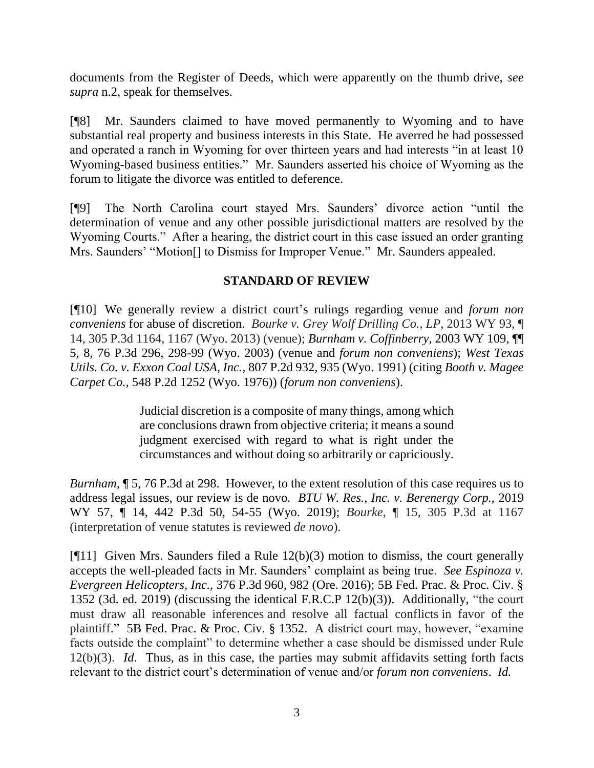documents from the Register of Deeds, which were apparently on the thumb drive, *see supra* n.2, speak for themselves.

[¶8] Mr. Saunders claimed to have moved permanently to Wyoming and to have substantial real property and business interests in this State. He averred he had possessed and operated a ranch in Wyoming for over thirteen years and had interests "in at least 10 Wyoming-based business entities." Mr. Saunders asserted his choice of Wyoming as the forum to litigate the divorce was entitled to deference.

[¶9] The North Carolina court stayed Mrs. Saunders' divorce action "until the determination of venue and any other possible jurisdictional matters are resolved by the Wyoming Courts." After a hearing, the district court in this case issued an order granting Mrs. Saunders' "Motion[] to Dismiss for Improper Venue." Mr. Saunders appealed.

## STANDARD OF REVIEW

[¶10] We generally review a district court's rulings regarding venue and *forum non conveniens* for abuse of discretion. *Bourke v. Grey Wolf Drilling Co., LP*, 2013 WY 93, ¶ 14, 305 P.3d 1164, 1167 (Wyo. 2013) (venue); *Burnham v. Coffinberry*, 2003 WY 109, ¶¶ 5, 8, 76 P.3d 296, 298-99 (Wyo. 2003) (venue and *forum non conveniens*); *West Texas Utils. Co. v. Exxon Coal USA, Inc.*, 807 P.2d 932, 935 (Wyo. 1991) (citing *Booth v. Magee Carpet Co.*, 548 P.2d 1252 (Wyo. 1976)) (*forum non conveniens*).

> Judicial discretion is a composite of many things, among which are conclusions drawn from objective criteria; it means a sound judgment exercised with regard to what is right under the circumstances and without doing so arbitrarily or capriciously.

*Burnham*, ¶ 5, 76 P.3d at 298. However, to the extent resolution of this case requires us to address legal issues, our review is de novo. *BTU W. Res., Inc. v. Berenergy Corp.*, 2019 WY 57, ¶ 14, 442 P.3d 50, 54-55 (Wyo. 2019); *Bourke*, ¶ 15, 305 P.3d at 1167 (interpretation of venue statutes is reviewed *de novo*).

[¶11] Given Mrs. Saunders filed a Rule 12(b)(3) motion to dismiss, the court generally accepts the well-pleaded facts in Mr. Saunders' complaint as being true. *See Espinoza v. Evergreen Helicopters, Inc.*, 376 P.3d 960, 982 (Ore. 2016); 5B Fed. Prac. & Proc. Civ. § 1352 (3d. ed. 2019) (discussing the identical F.R.C.P 12(b)(3)). Additionally, "the court must draw all reasonable inferences and resolve all factual conflicts in favor of the plaintiff." 5B Fed. Prac. & Proc. Civ. § 1352. A district court may, however, "examine facts outside the complaint" to determine whether a case should be dismissed under Rule 12(b)(3). *Id*. Thus, as in this case, the parties may submit affidavits setting forth facts relevant to the district court's determination of venue and/or *forum non conveniens*. *Id.*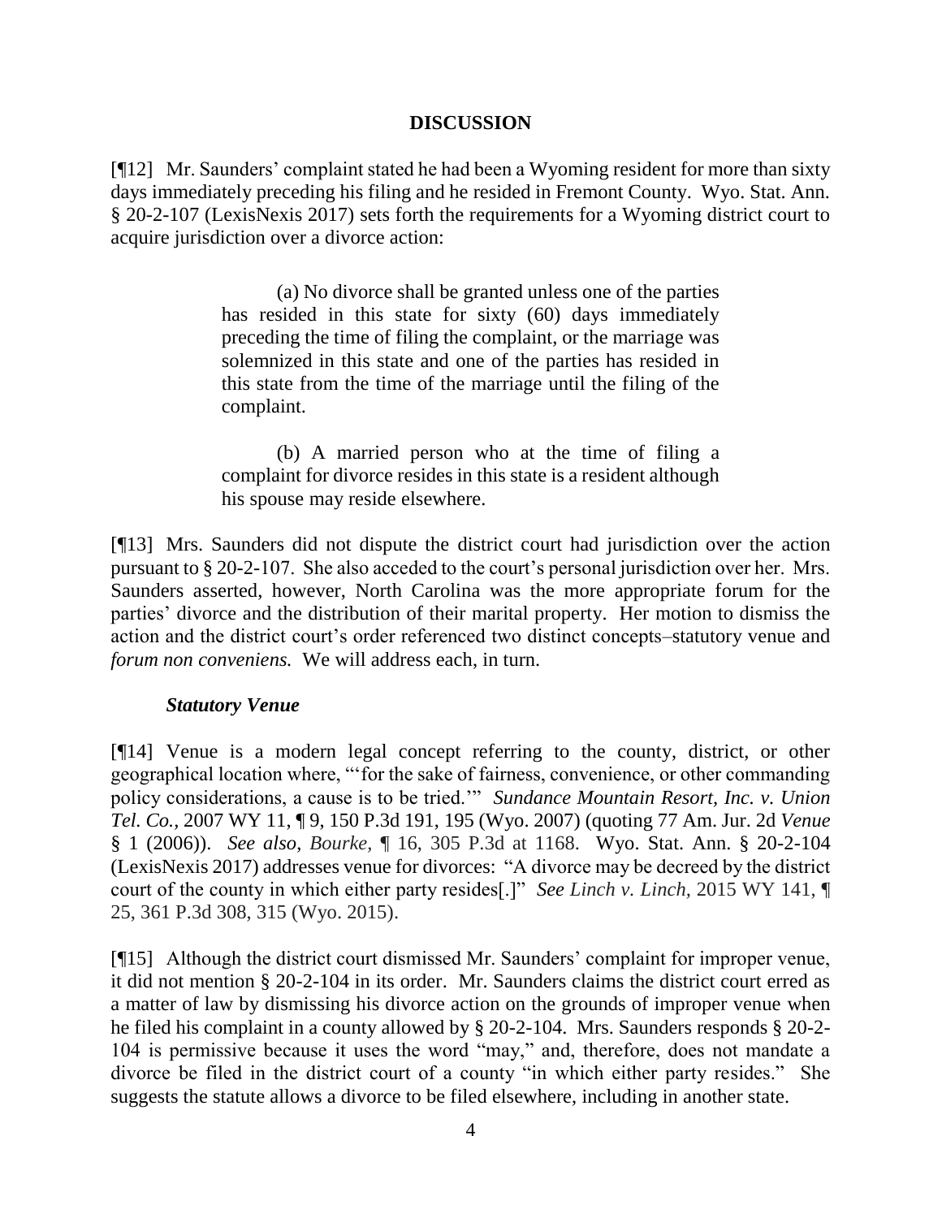## DISCUSSION

[¶12] Mr. Saunders' complaint stated he had been a Wyoming resident for more than sixty days immediately preceding his filing and he resided in Fremont County. Wyo. Stat. Ann. § 20-2-107 (LexisNexis 2017) sets forth the requirements for a Wyoming district court to acquire jurisdiction over a divorce action:

> (a) No divorce shall be granted unless one of the parties has resided in this state for sixty (60) days immediately preceding the time of filing the complaint, or the marriage was solemnized in this state and one of the parties has resided in this state from the time of the marriage until the filing of the complaint.
>
> (b) A married person who at the time of filing a complaint for divorce resides in this state is a resident although his spouse may reside elsewhere.

[¶13] Mrs. Saunders did not dispute the district court had jurisdiction over the action pursuant to § 20-2-107. She also acceded to the court's personal jurisdiction over her. Mrs. Saunders asserted, however, North Carolina was the more appropriate forum for the parties' divorce and the distribution of their marital property. Her motion to dismiss the action and the district court's order referenced two distinct concepts–statutory venue and *forum non conveniens.* We will address each, in turn.

### *Statutory Venue*

[¶14] Venue is a modern legal concept referring to the county, district, or other geographical location where, "'for the sake of fairness, convenience, or other commanding policy considerations, a cause is to be tried.'" *Sundance Mountain Resort, Inc. v. Union Tel. Co.,* 2007 WY 11, ¶ 9, 150 P.3d 191, 195 (Wyo. 2007) (quoting 77 Am. Jur. 2d *Venue* § 1 (2006)). *See also*, *Bourke,* ¶ 16, 305 P.3d at 1168. Wyo. Stat. Ann. § 20-2-104 (LexisNexis 2017) addresses venue for divorces: "A divorce may be decreed by the district court of the county in which either party resides[.]" *See Linch v. Linch,* 2015 WY 141, ¶ 25, 361 P.3d 308, 315 (Wyo. 2015).

[¶15] Although the district court dismissed Mr. Saunders' complaint for improper venue, it did not mention § 20-2-104 in its order. Mr. Saunders claims the district court erred as a matter of law by dismissing his divorce action on the grounds of improper venue when he filed his complaint in a county allowed by § 20-2-104. Mrs. Saunders responds § 20-2-104 is permissive because it uses the word "may," and, therefore, does not mandate a divorce be filed in the district court of a county "in which either party resides." She suggests the statute allows a divorce to be filed elsewhere, including in another state.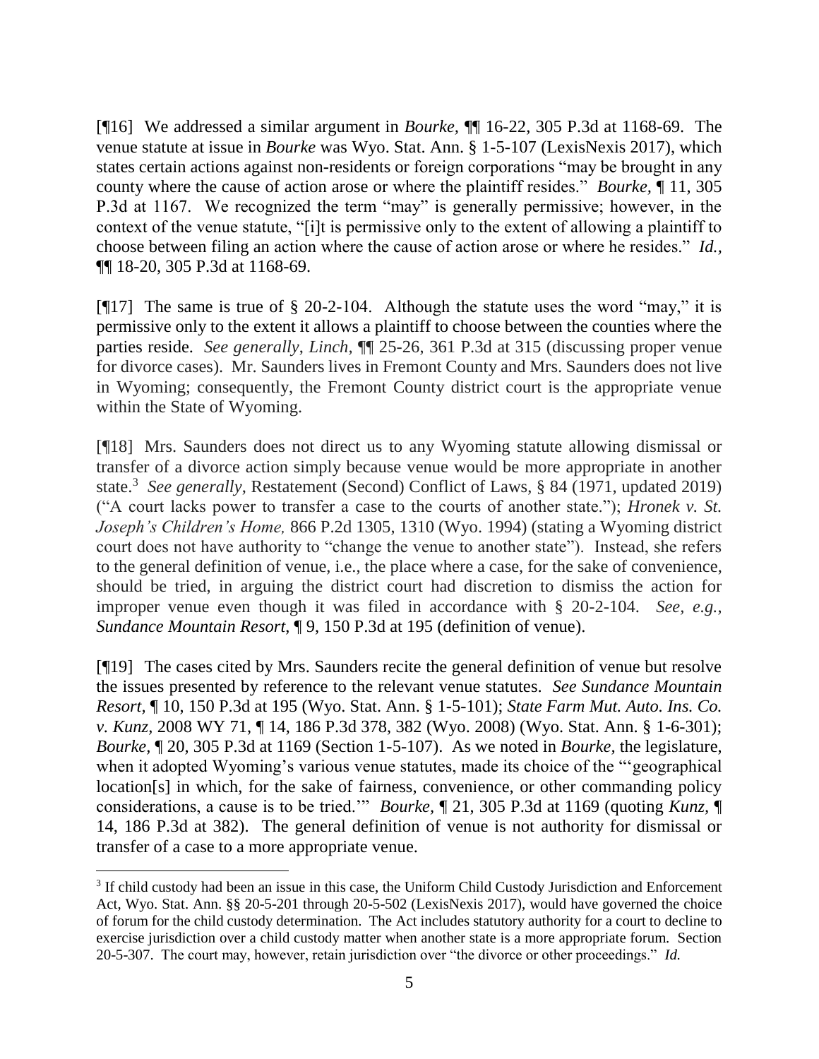[¶16] We addressed a similar argument in *Bourke,* ¶¶ 16-22, 305 P.3d at 1168-69. The venue statute at issue in *Bourke* was Wyo. Stat. Ann. § 1-5-107 (LexisNexis 2017), which states certain actions against non-residents or foreign corporations "may be brought in any county where the cause of action arose or where the plaintiff resides." *Bourke,* ¶ 11, 305 P.3d at 1167. We recognized the term "may" is generally permissive; however, in the context of the venue statute, "[i]t is permissive only to the extent of allowing a plaintiff to choose between filing an action where the cause of action arose or where he resides." *Id.,* ¶¶ 18-20, 305 P.3d at 1168-69.

[¶17] The same is true of § 20-2-104. Although the statute uses the word "may," it is permissive only to the extent it allows a plaintiff to choose between the counties where the parties reside. *See generally*, *Linch,* ¶¶ 25-26, 361 P.3d at 315 (discussing proper venue for divorce cases). Mr. Saunders lives in Fremont County and Mrs. Saunders does not live in Wyoming; consequently, the Fremont County district court is the appropriate venue within the State of Wyoming.

[¶18] Mrs. Saunders does not direct us to any Wyoming statute allowing dismissal or transfer of a divorce action simply because venue would be more appropriate in another state.[3] *See generally*, Restatement (Second) Conflict of Laws, § 84 (1971, updated 2019) ("A court lacks power to transfer a case to the courts of another state."); *Hronek v. St. Joseph's Children's Home,* 866 P.2d 1305, 1310 (Wyo. 1994) (stating a Wyoming district court does not have authority to "change the venue to another state"). Instead, she refers to the general definition of venue, i.e., the place where a case, for the sake of convenience, should be tried, in arguing the district court had discretion to dismiss the action for improper venue even though it was filed in accordance with § 20-2-104. *See, e.g.*, *Sundance Mountain Resort*, ¶ 9, 150 P.3d at 195 (definition of venue).

[¶19] The cases cited by Mrs. Saunders recite the general definition of venue but resolve the issues presented by reference to the relevant venue statutes. *See Sundance Mountain Resort,* ¶ 10, 150 P.3d at 195 (Wyo. Stat. Ann. § 1-5-101); *State Farm Mut. Auto. Ins. Co. v. Kunz*, 2008 WY 71, ¶ 14, 186 P.3d 378, 382 (Wyo. 2008) (Wyo. Stat. Ann. § 1-6-301); *Bourke,* ¶ 20, 305 P.3d at 1169 (Section 1-5-107). As we noted in *Bourke,* the legislature, when it adopted Wyoming's various venue statutes, made its choice of the "'geographical location[s] in which, for the sake of fairness, convenience, or other commanding policy considerations, a cause is to be tried.'" *Bourke,* ¶ 21, 305 P.3d at 1169 (quoting *Kunz,* ¶ 14, 186 P.3d at 382). The general definition of venue is not authority for dismissal or transfer of a case to a more appropriate venue.

---

[3] If child custody had been an issue in this case, the Uniform Child Custody Jurisdiction and Enforcement Act, Wyo. Stat. Ann. §§ 20-5-201 through 20-5-502 (LexisNexis 2017), would have governed the choice of forum for the child custody determination. The Act includes statutory authority for a court to decline to exercise jurisdiction over a child custody matter when another state is a more appropriate forum. Section 20-5-307. The court may, however, retain jurisdiction over "the divorce or other proceedings." *Id.*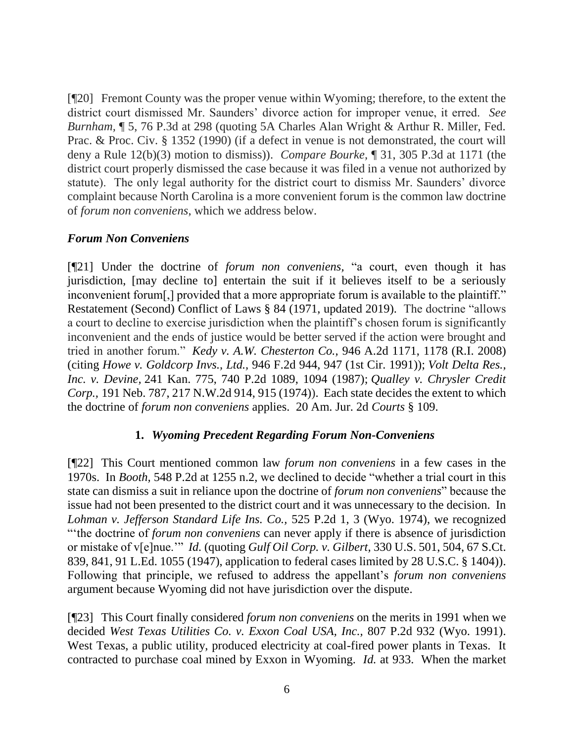[¶20] Fremont County was the proper venue within Wyoming; therefore, to the extent the district court dismissed Mr. Saunders' divorce action for improper venue, it erred. *See Burnham*, ¶ 5, 76 P.3d at 298 (quoting 5A Charles Alan Wright & Arthur R. Miller, Fed. Prac. & Proc. Civ. § 1352 (1990) (if a defect in venue is not demonstrated, the court will deny a Rule 12(b)(3) motion to dismiss)). *Compare Bourke*, ¶ 31, 305 P.3d at 1171 (the district court properly dismissed the case because it was filed in a venue not authorized by statute). The only legal authority for the district court to dismiss Mr. Saunders' divorce complaint because North Carolina is a more convenient forum is the common law doctrine of *forum non conveniens*, which we address below.

### *Forum Non Conveniens*

[¶21] Under the doctrine of *forum non conveniens*, "a court, even though it has jurisdiction, [may decline to] entertain the suit if it believes itself to be a seriously inconvenient forum[,] provided that a more appropriate forum is available to the plaintiff." Restatement (Second) Conflict of Laws § 84 (1971, updated 2019). The doctrine "allows a court to decline to exercise jurisdiction when the plaintiff's chosen forum is significantly inconvenient and the ends of justice would be better served if the action were brought and tried in another forum." *Kedy v. A.W. Chesterton Co.*, 946 A.2d 1171, 1178 (R.I. 2008) (citing *Howe v. Goldcorp Invs., Ltd.*, 946 F.2d 944, 947 (1st Cir. 1991)); *Volt Delta Res., Inc. v. Devine*, 241 Kan. 775, 740 P.2d 1089, 1094 (1987); *Qualley v. Chrysler Credit Corp.*, 191 Neb. 787, 217 N.W.2d 914, 915 (1974)). Each state decides the extent to which the doctrine of *forum non conveniens* applies. 20 Am. Jur. 2d *Courts* § 109.

#### 1. *Wyoming Precedent Regarding Forum Non-Conveniens*

[¶22] This Court mentioned common law *forum non conveniens* in a few cases in the 1970s. In *Booth*, 548 P.2d at 1255 n.2, we declined to decide "whether a trial court in this state can dismiss a suit in reliance upon the doctrine of *forum non conveniens*" because the issue had not been presented to the district court and it was unnecessary to the decision. In *Lohman v. Jefferson Standard Life Ins. Co.*, 525 P.2d 1, 3 (Wyo. 1974), we recognized "'the doctrine of *forum non conveniens* can never apply if there is absence of jurisdiction or mistake of v[e]nue.'" *Id.* (quoting *Gulf Oil Corp. v. Gilbert*, 330 U.S. 501, 504, 67 S.Ct. 839, 841, 91 L.Ed. 1055 (1947), application to federal cases limited by 28 U.S.C. § 1404)). Following that principle, we refused to address the appellant's *forum non conveniens* argument because Wyoming did not have jurisdiction over the dispute.

[¶23] This Court finally considered *forum non conveniens* on the merits in 1991 when we decided *West Texas Utilities Co. v. Exxon Coal USA, Inc.*, 807 P.2d 932 (Wyo. 1991). West Texas, a public utility, produced electricity at coal-fired power plants in Texas. It contracted to purchase coal mined by Exxon in Wyoming. *Id.* at 933. When the market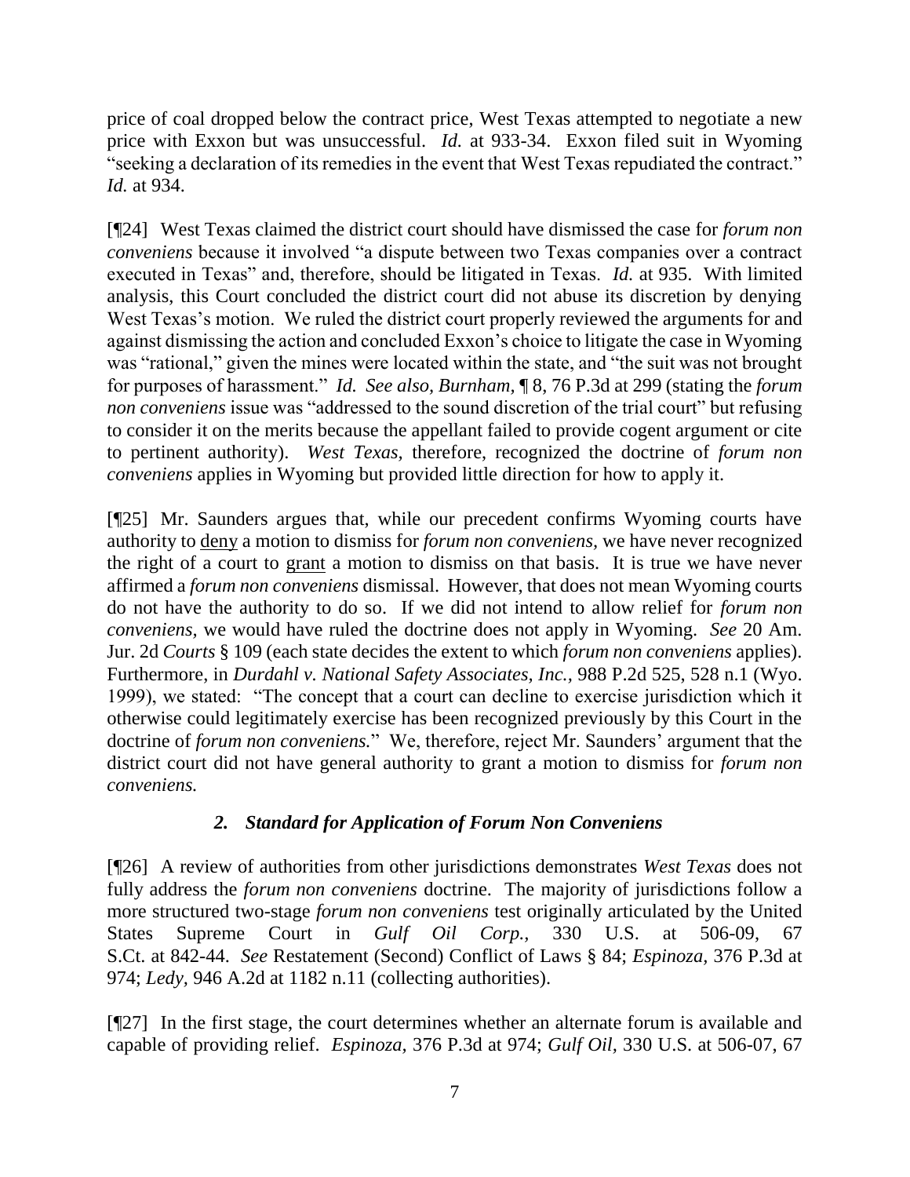price of coal dropped below the contract price, West Texas attempted to negotiate a new price with Exxon but was unsuccessful. *Id.* at 933-34. Exxon filed suit in Wyoming "seeking a declaration of its remedies in the event that West Texas repudiated the contract." *Id.* at 934.

[¶24] West Texas claimed the district court should have dismissed the case for *forum non conveniens* because it involved "a dispute between two Texas companies over a contract executed in Texas" and, therefore, should be litigated in Texas. *Id.* at 935. With limited analysis, this Court concluded the district court did not abuse its discretion by denying West Texas's motion. We ruled the district court properly reviewed the arguments for and against dismissing the action and concluded Exxon's choice to litigate the case in Wyoming was "rational," given the mines were located within the state, and "the suit was not brought for purposes of harassment." *Id. See also, Burnham,* ¶ 8, 76 P.3d at 299 (stating the *forum non conveniens* issue was "addressed to the sound discretion of the trial court" but refusing to consider it on the merits because the appellant failed to provide cogent argument or cite to pertinent authority). *West Texas,* therefore, recognized the doctrine of *forum non conveniens* applies in Wyoming but provided little direction for how to apply it.

[¶25] Mr. Saunders argues that, while our precedent confirms Wyoming courts have authority to deny a motion to dismiss for *forum non conveniens*, we have never recognized the right of a court to grant a motion to dismiss on that basis. It is true we have never affirmed a *forum non conveniens* dismissal. However, that does not mean Wyoming courts do not have the authority to do so. If we did not intend to allow relief for *forum non conveniens,* we would have ruled the doctrine does not apply in Wyoming. *See* 20 Am. Jur. 2d *Courts* § 109 (each state decides the extent to which *forum non conveniens* applies). Furthermore, in *Durdahl v. National Safety Associates, Inc.,* 988 P.2d 525, 528 n.1 (Wyo. 1999), we stated: "The concept that a court can decline to exercise jurisdiction which it otherwise could legitimately exercise has been recognized previously by this Court in the doctrine of *forum non conveniens.*" We, therefore, reject Mr. Saunders' argument that the district court did not have general authority to grant a motion to dismiss for *forum non conveniens.*

### *2. Standard for Application of Forum Non Conveniens*

[¶26] A review of authorities from other jurisdictions demonstrates *West Texas* does not fully address the *forum non conveniens* doctrine. The majority of jurisdictions follow a more structured two-stage *forum non conveniens* test originally articulated by the United States Supreme Court in *Gulf Oil Corp.,* 330 U.S. at 506-09, 67 S.Ct. at 842-44. *See* Restatement (Second) Conflict of Laws § 84; *Espinoza,* 376 P.3d at 974; *Ledy,* 946 A.2d at 1182 n.11 (collecting authorities).

[¶27] In the first stage, the court determines whether an alternate forum is available and capable of providing relief. *Espinoza,* 376 P.3d at 974; *Gulf Oil,* 330 U.S. at 506-07, 67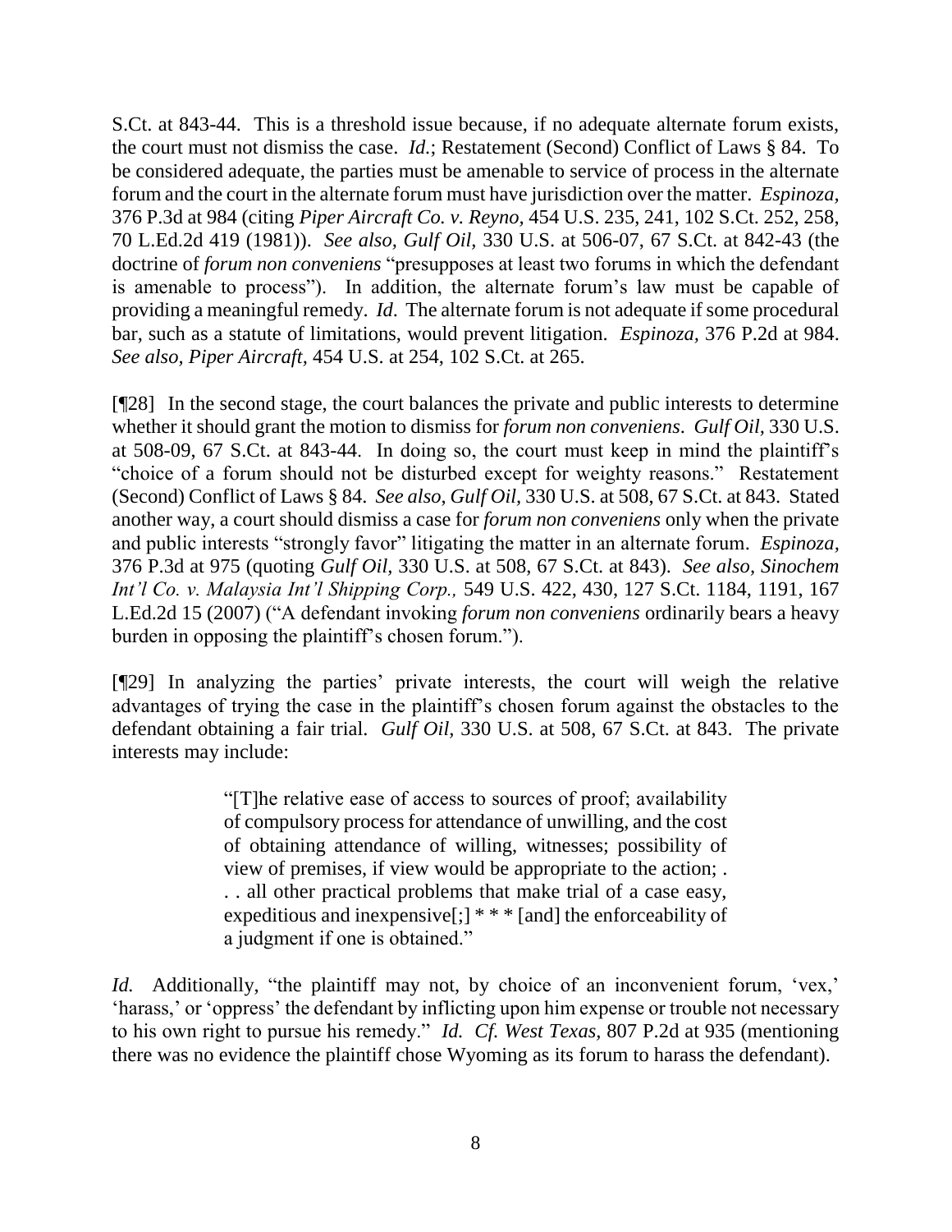S.Ct. at 843-44. This is a threshold issue because, if no adequate alternate forum exists, the court must not dismiss the case. *Id.*; Restatement (Second) Conflict of Laws § 84. To be considered adequate, the parties must be amenable to service of process in the alternate forum and the court in the alternate forum must have jurisdiction over the matter. *Espinoza,* 376 P.3d at 984 (citing *Piper Aircraft Co. v. Reyno,* 454 U.S. 235, 241, 102 S.Ct. 252, 258, 70 L.Ed.2d 419 (1981)). *See also, Gulf Oil,* 330 U.S. at 506-07, 67 S.Ct. at 842-43 (the doctrine of *forum non conveniens* "presupposes at least two forums in which the defendant is amenable to process"). In addition, the alternate forum's law must be capable of providing a meaningful remedy. *Id*. The alternate forum is not adequate if some procedural bar, such as a statute of limitations, would prevent litigation. *Espinoza,* 376 P.2d at 984. *See also, Piper Aircraft,* 454 U.S. at 254, 102 S.Ct. at 265.

[¶28] In the second stage, the court balances the private and public interests to determine whether it should grant the motion to dismiss for *forum non conveniens*. *Gulf Oil,* 330 U.S. at 508-09, 67 S.Ct. at 843-44. In doing so, the court must keep in mind the plaintiff's "choice of a forum should not be disturbed except for weighty reasons." Restatement (Second) Conflict of Laws § 84. *See also*, *Gulf Oil*, 330 U.S. at 508, 67 S.Ct. at 843. Stated another way, a court should dismiss a case for *forum non conveniens* only when the private and public interests "strongly favor" litigating the matter in an alternate forum. *Espinoza,* 376 P.3d at 975 (quoting *Gulf Oil*, 330 U.S. at 508, 67 S.Ct. at 843). *See also*, *Sinochem Int'l Co. v. Malaysia Int'l Shipping Corp.,* 549 U.S. 422, 430, 127 S.Ct. 1184, 1191, 167 L.Ed.2d 15 (2007) ("A defendant invoking *forum non conveniens* ordinarily bears a heavy burden in opposing the plaintiff's chosen forum.").

[¶29] In analyzing the parties' private interests, the court will weigh the relative advantages of trying the case in the plaintiff's chosen forum against the obstacles to the defendant obtaining a fair trial. *Gulf Oil,* 330 U.S. at 508, 67 S.Ct. at 843. The private interests may include:

> "[T]he relative ease of access to sources of proof; availability of compulsory process for attendance of unwilling, and the cost of obtaining attendance of willing, witnesses; possibility of view of premises, if view would be appropriate to the action; . . . all other practical problems that make trial of a case easy, expeditious and inexpensive[;] * * * [and] the enforceability of a judgment if one is obtained."

*Id.* Additionally, "the plaintiff may not, by choice of an inconvenient forum, 'vex,' 'harass,' or 'oppress' the defendant by inflicting upon him expense or trouble not necessary to his own right to pursue his remedy." *Id. Cf. West Texas,* 807 P.2d at 935 (mentioning there was no evidence the plaintiff chose Wyoming as its forum to harass the defendant).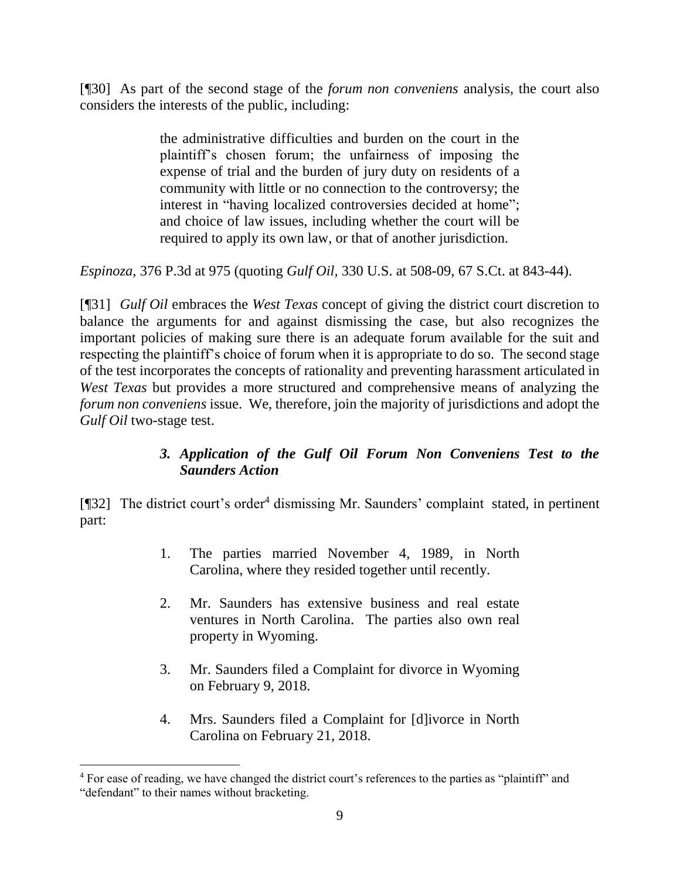[¶30] As part of the second stage of the *forum non conveniens* analysis, the court also considers the interests of the public, including:

> the administrative difficulties and burden on the court in the plaintiff's chosen forum; the unfairness of imposing the expense of trial and the burden of jury duty on residents of a community with little or no connection to the controversy; the interest in "having localized controversies decided at home"; and choice of law issues, including whether the court will be required to apply its own law, or that of another jurisdiction.

*Espinoza*, 376 P.3d at 975 (quoting *Gulf Oil*, 330 U.S. at 508-09, 67 S.Ct. at 843-44).

[¶31] *Gulf Oil* embraces the *West Texas* concept of giving the district court discretion to balance the arguments for and against dismissing the case, but also recognizes the important policies of making sure there is an adequate forum available for the suit and respecting the plaintiff's choice of forum when it is appropriate to do so. The second stage of the test incorporates the concepts of rationality and preventing harassment articulated in *West Texas* but provides a more structured and comprehensive means of analyzing the *forum non conveniens* issue. We, therefore, join the majority of jurisdictions and adopt the *Gulf Oil* two-stage test.

### *3. Application of the Gulf Oil Forum Non Conveniens Test to the Saunders Action*

[¶32] The district court's order[4] dismissing Mr. Saunders' complaint stated, in pertinent part:

> 1. The parties married November 4, 1989, in North Carolina, where they resided together until recently.
>
> 2. Mr. Saunders has extensive business and real estate ventures in North Carolina. The parties also own real property in Wyoming.
>
> 3. Mr. Saunders filed a Complaint for divorce in Wyoming on February 9, 2018.
>
> 4. Mrs. Saunders filed a Complaint for [d]ivorce in North Carolina on February 21, 2018.

[4] For ease of reading, we have changed the district court's references to the parties as "plaintiff" and "defendant" to their names without bracketing.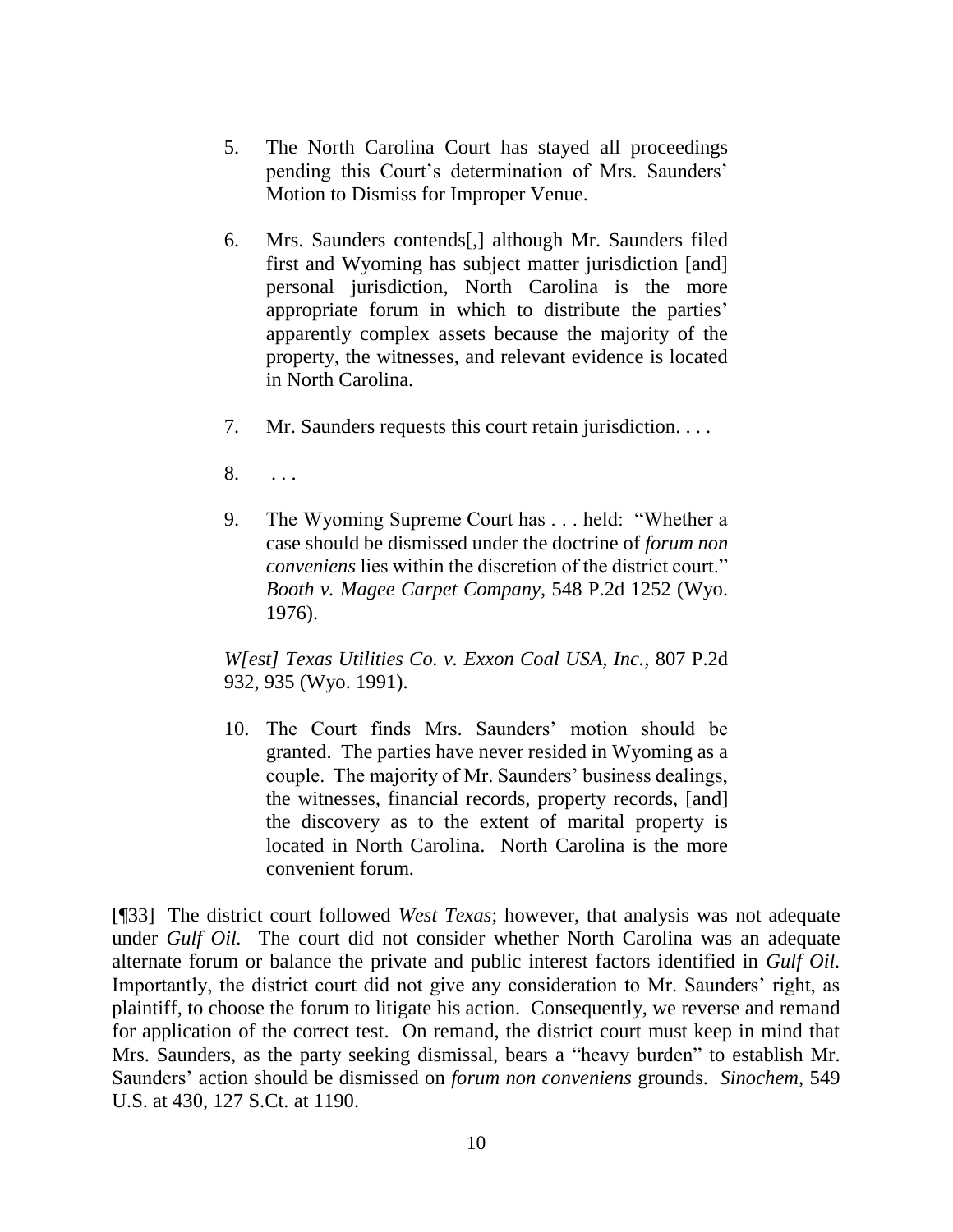5. The North Carolina Court has stayed all proceedings pending this Court's determination of Mrs. Saunders' Motion to Dismiss for Improper Venue.

6. Mrs. Saunders contends[,] although Mr. Saunders filed first and Wyoming has subject matter jurisdiction [and] personal jurisdiction, North Carolina is the more appropriate forum in which to distribute the parties' apparently complex assets because the majority of the property, the witnesses, and relevant evidence is located in North Carolina.

7. Mr. Saunders requests this court retain jurisdiction. . . .

8. . . .

9. The Wyoming Supreme Court has . . . held: "Whether a case should be dismissed under the doctrine of *forum non conveniens* lies within the discretion of the district court." *Booth v. Magee Carpet Company*, 548 P.2d 1252 (Wyo. 1976).

   *W[est] Texas Utilities Co. v. Exxon Coal USA, Inc.*, 807 P.2d 932, 935 (Wyo. 1991).

10. The Court finds Mrs. Saunders' motion should be granted. The parties have never resided in Wyoming as a couple. The majority of Mr. Saunders' business dealings, the witnesses, financial records, property records, [and] the discovery as to the extent of marital property is located in North Carolina. North Carolina is the more convenient forum.

[¶33] The district court followed *West Texas*; however, that analysis was not adequate under *Gulf Oil.* The court did not consider whether North Carolina was an adequate alternate forum or balance the private and public interest factors identified in *Gulf Oil.* Importantly, the district court did not give any consideration to Mr. Saunders' right, as plaintiff, to choose the forum to litigate his action. Consequently, we reverse and remand for application of the correct test. On remand, the district court must keep in mind that Mrs. Saunders, as the party seeking dismissal, bears a "heavy burden" to establish Mr. Saunders' action should be dismissed on *forum non conveniens* grounds. *Sinochem,* 549 U.S. at 430, 127 S.Ct. at 1190.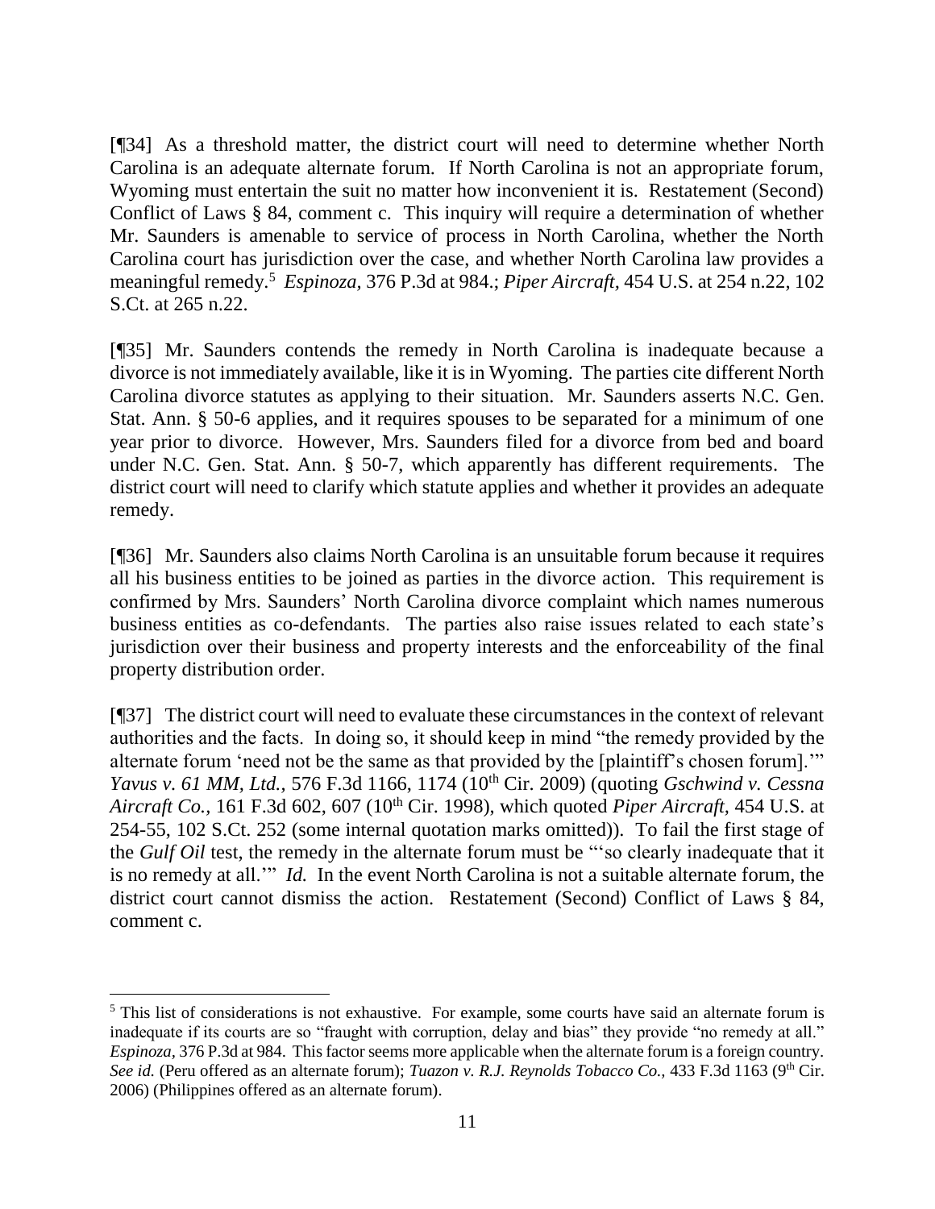[¶34] As a threshold matter, the district court will need to determine whether North Carolina is an adequate alternate forum. If North Carolina is not an appropriate forum, Wyoming must entertain the suit no matter how inconvenient it is. Restatement (Second) Conflict of Laws § 84, comment c. This inquiry will require a determination of whether Mr. Saunders is amenable to service of process in North Carolina, whether the North Carolina court has jurisdiction over the case, and whether North Carolina law provides a meaningful remedy.[5] *Espinoza*, 376 P.3d at 984.; *Piper Aircraft*, 454 U.S. at 254 n.22, 102 S.Ct. at 265 n.22.

[¶35] Mr. Saunders contends the remedy in North Carolina is inadequate because a divorce is not immediately available, like it is in Wyoming. The parties cite different North Carolina divorce statutes as applying to their situation. Mr. Saunders asserts N.C. Gen. Stat. Ann. § 50-6 applies, and it requires spouses to be separated for a minimum of one year prior to divorce. However, Mrs. Saunders filed for a divorce from bed and board under N.C. Gen. Stat. Ann. § 50-7, which apparently has different requirements. The district court will need to clarify which statute applies and whether it provides an adequate remedy.

[¶36] Mr. Saunders also claims North Carolina is an unsuitable forum because it requires all his business entities to be joined as parties in the divorce action. This requirement is confirmed by Mrs. Saunders' North Carolina divorce complaint which names numerous business entities as co-defendants. The parties also raise issues related to each state's jurisdiction over their business and property interests and the enforceability of the final property distribution order.

[¶37] The district court will need to evaluate these circumstances in the context of relevant authorities and the facts. In doing so, it should keep in mind "the remedy provided by the alternate forum 'need not be the same as that provided by the [plaintiff's chosen forum].'" *Yavus v. 61 MM, Ltd.*, 576 F.3d 1166, 1174 (10th Cir. 2009) (quoting *Gschwind v. Cessna Aircraft Co.*, 161 F.3d 602, 607 (10th Cir. 1998), which quoted *Piper Aircraft*, 454 U.S. at 254-55, 102 S.Ct. 252 (some internal quotation marks omitted)). To fail the first stage of the *Gulf Oil* test, the remedy in the alternate forum must be "'so clearly inadequate that it is no remedy at all.'" *Id.* In the event North Carolina is not a suitable alternate forum, the district court cannot dismiss the action. Restatement (Second) Conflict of Laws § 84, comment c.

---

[5] This list of considerations is not exhaustive. For example, some courts have said an alternate forum is inadequate if its courts are so "fraught with corruption, delay and bias" they provide "no remedy at all." *Espinoza*, 376 P.3d at 984. This factor seems more applicable when the alternate forum is a foreign country. *See id.* (Peru offered as an alternate forum); *Tuazon v. R.J. Reynolds Tobacco Co.*, 433 F.3d 1163 (9th Cir. 2006) (Philippines offered as an alternate forum).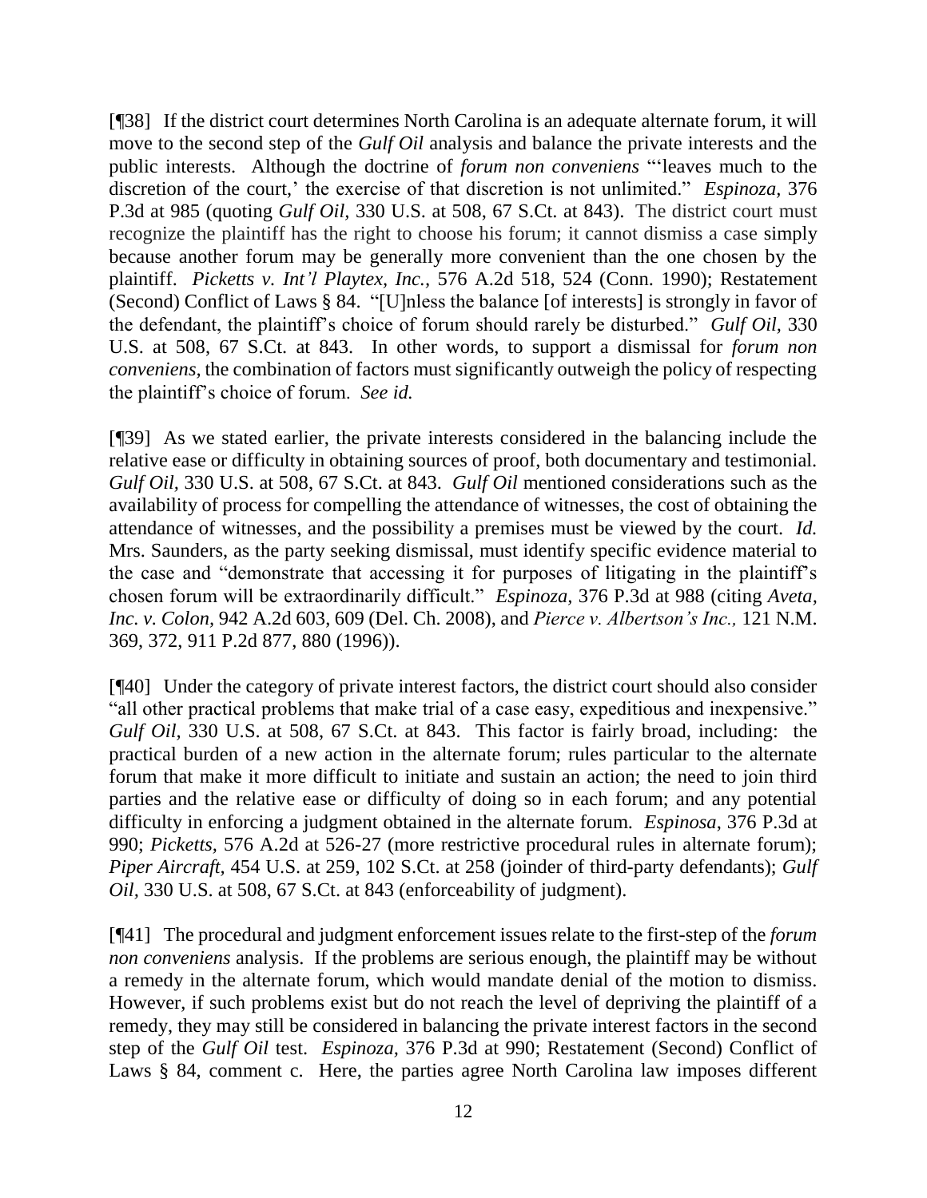[¶38] If the district court determines North Carolina is an adequate alternate forum, it will move to the second step of the *Gulf Oil* analysis and balance the private interests and the public interests. Although the doctrine of *forum non conveniens* "'leaves much to the discretion of the court,' the exercise of that discretion is not unlimited." *Espinoza,* 376 P.3d at 985 (quoting *Gulf Oil,* 330 U.S. at 508, 67 S.Ct. at 843). The district court must recognize the plaintiff has the right to choose his forum; it cannot dismiss a case simply because another forum may be generally more convenient than the one chosen by the plaintiff. *Picketts v. Int'l Playtex, Inc.,* 576 A.2d 518, 524 (Conn. 1990); Restatement (Second) Conflict of Laws § 84. "[U]nless the balance [of interests] is strongly in favor of the defendant, the plaintiff's choice of forum should rarely be disturbed." *Gulf Oil,* 330 U.S. at 508, 67 S.Ct. at 843. In other words, to support a dismissal for *forum non conveniens,* the combination of factors must significantly outweigh the policy of respecting the plaintiff's choice of forum. *See id.*

[¶39] As we stated earlier, the private interests considered in the balancing include the relative ease or difficulty in obtaining sources of proof, both documentary and testimonial. *Gulf Oil,* 330 U.S. at 508, 67 S.Ct. at 843. *Gulf Oil* mentioned considerations such as the availability of process for compelling the attendance of witnesses, the cost of obtaining the attendance of witnesses, and the possibility a premises must be viewed by the court. *Id.* Mrs. Saunders, as the party seeking dismissal, must identify specific evidence material to the case and "demonstrate that accessing it for purposes of litigating in the plaintiff's chosen forum will be extraordinarily difficult." *Espinoza,* 376 P.3d at 988 (citing *Aveta, Inc. v. Colon,* 942 A.2d 603, 609 (Del. Ch. 2008), and *Pierce v. Albertson's Inc.,* 121 N.M. 369, 372, 911 P.2d 877, 880 (1996)).

[¶40] Under the category of private interest factors, the district court should also consider "all other practical problems that make trial of a case easy, expeditious and inexpensive." *Gulf Oil,* 330 U.S. at 508, 67 S.Ct. at 843. This factor is fairly broad, including: the practical burden of a new action in the alternate forum; rules particular to the alternate forum that make it more difficult to initiate and sustain an action; the need to join third parties and the relative ease or difficulty of doing so in each forum; and any potential difficulty in enforcing a judgment obtained in the alternate forum. *Espinosa,* 376 P.3d at 990; *Picketts,* 576 A.2d at 526-27 (more restrictive procedural rules in alternate forum); *Piper Aircraft,* 454 U.S. at 259, 102 S.Ct. at 258 (joinder of third-party defendants); *Gulf Oil,* 330 U.S. at 508, 67 S.Ct. at 843 (enforceability of judgment).

[¶41] The procedural and judgment enforcement issues relate to the first-step of the *forum non conveniens* analysis. If the problems are serious enough, the plaintiff may be without a remedy in the alternate forum, which would mandate denial of the motion to dismiss. However, if such problems exist but do not reach the level of depriving the plaintiff of a remedy, they may still be considered in balancing the private interest factors in the second step of the *Gulf Oil* test. *Espinoza,* 376 P.3d at 990; Restatement (Second) Conflict of Laws § 84, comment c. Here, the parties agree North Carolina law imposes different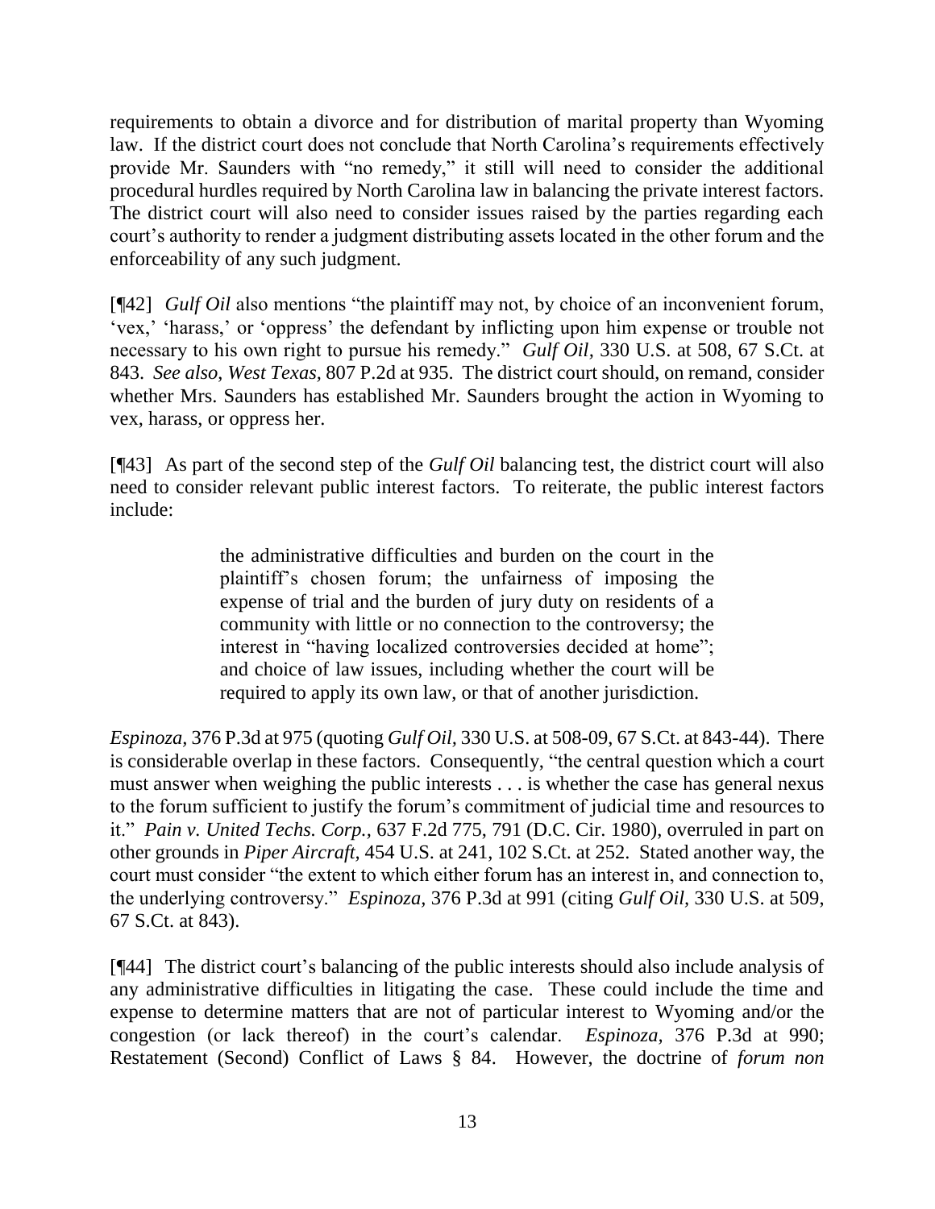requirements to obtain a divorce and for distribution of marital property than Wyoming law. If the district court does not conclude that North Carolina's requirements effectively provide Mr. Saunders with "no remedy," it still will need to consider the additional procedural hurdles required by North Carolina law in balancing the private interest factors. The district court will also need to consider issues raised by the parties regarding each court's authority to render a judgment distributing assets located in the other forum and the enforceability of any such judgment.

[¶42] *Gulf Oil* also mentions "the plaintiff may not, by choice of an inconvenient forum, 'vex,' 'harass,' or 'oppress' the defendant by inflicting upon him expense or trouble not necessary to his own right to pursue his remedy." *Gulf Oil,* 330 U.S. at 508, 67 S.Ct. at 843. *See also, West Texas,* 807 P.2d at 935. The district court should, on remand, consider whether Mrs. Saunders has established Mr. Saunders brought the action in Wyoming to vex, harass, or oppress her.

[¶43] As part of the second step of the *Gulf Oil* balancing test, the district court will also need to consider relevant public interest factors. To reiterate, the public interest factors include:

> the administrative difficulties and burden on the court in the plaintiff's chosen forum; the unfairness of imposing the expense of trial and the burden of jury duty on residents of a community with little or no connection to the controversy; the interest in "having localized controversies decided at home"; and choice of law issues, including whether the court will be required to apply its own law, or that of another jurisdiction.

*Espinoza,* 376 P.3d at 975 (quoting *Gulf Oil,* 330 U.S. at 508-09, 67 S.Ct. at 843-44). There is considerable overlap in these factors. Consequently, "the central question which a court must answer when weighing the public interests . . . is whether the case has general nexus to the forum sufficient to justify the forum's commitment of judicial time and resources to it." *Pain v. United Techs. Corp.,* 637 F.2d 775, 791 (D.C. Cir. 1980), overruled in part on other grounds in *Piper Aircraft,* 454 U.S. at 241, 102 S.Ct. at 252. Stated another way, the court must consider "the extent to which either forum has an interest in, and connection to, the underlying controversy." *Espinoza,* 376 P.3d at 991 (citing *Gulf Oil,* 330 U.S. at 509, 67 S.Ct. at 843).

[¶44] The district court's balancing of the public interests should also include analysis of any administrative difficulties in litigating the case. These could include the time and expense to determine matters that are not of particular interest to Wyoming and/or the congestion (or lack thereof) in the court's calendar. *Espinoza,* 376 P.3d at 990; Restatement (Second) Conflict of Laws § 84. However, the doctrine of *forum non*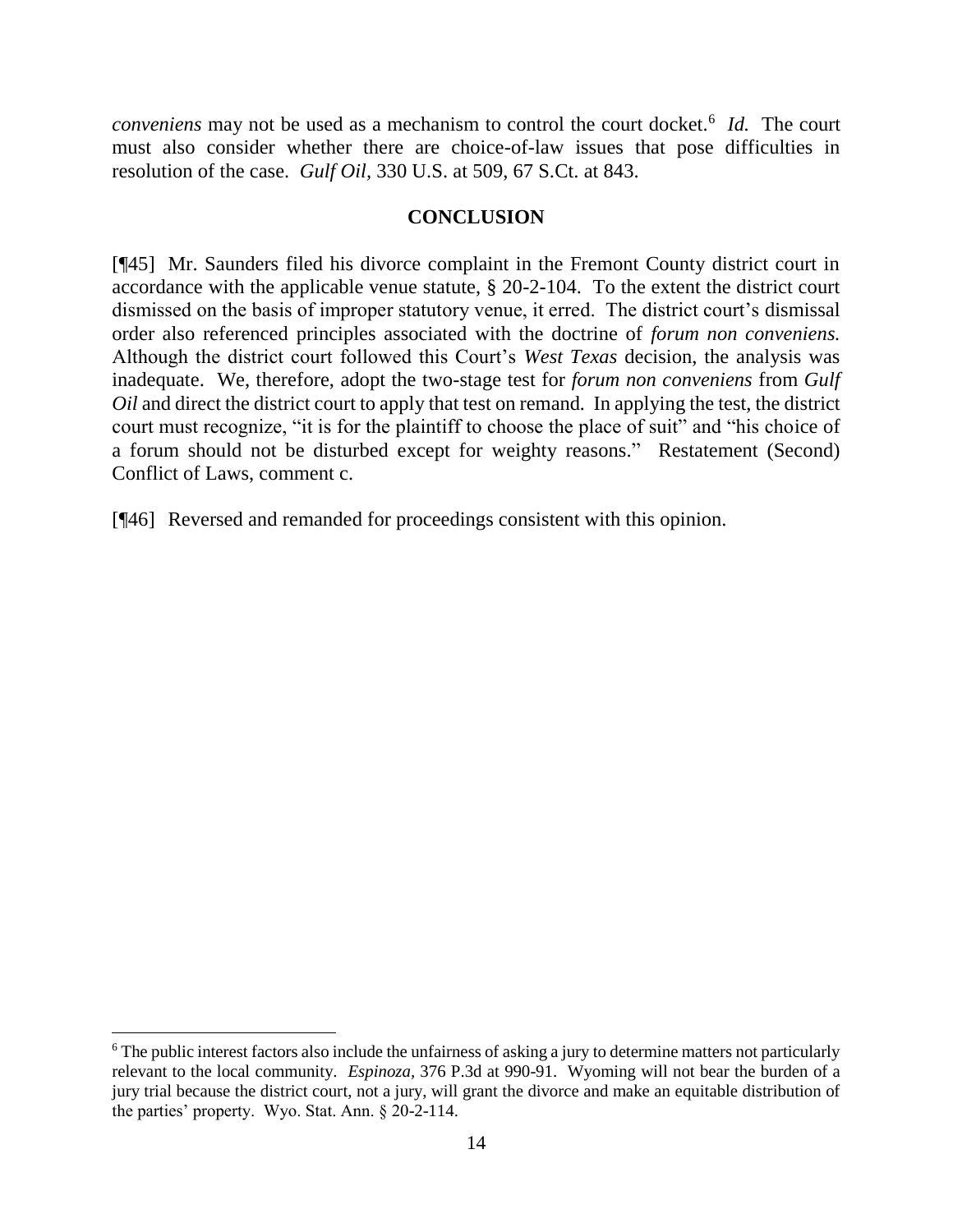*conveniens* may not be used as a mechanism to control the court docket.[6] *Id.* The court must also consider whether there are choice-of-law issues that pose difficulties in resolution of the case. *Gulf Oil*, 330 U.S. at 509, 67 S.Ct. at 843.

## CONCLUSION

[¶45] Mr. Saunders filed his divorce complaint in the Fremont County district court in accordance with the applicable venue statute, § 20-2-104. To the extent the district court dismissed on the basis of improper statutory venue, it erred. The district court's dismissal order also referenced principles associated with the doctrine of *forum non conveniens.* Although the district court followed this Court's *West Texas* decision, the analysis was inadequate. We, therefore, adopt the two-stage test for *forum non conveniens* from *Gulf Oil* and direct the district court to apply that test on remand. In applying the test, the district court must recognize, "it is for the plaintiff to choose the place of suit" and "his choice of a forum should not be disturbed except for weighty reasons." Restatement (Second) Conflict of Laws, comment c.

[¶46] Reversed and remanded for proceedings consistent with this opinion.

---

[6] The public interest factors also include the unfairness of asking a jury to determine matters not particularly relevant to the local community. *Espinoza*, 376 P.3d at 990-91. Wyoming will not bear the burden of a jury trial because the district court, not a jury, will grant the divorce and make an equitable distribution of the parties' property. Wyo. Stat. Ann. § 20-2-114.